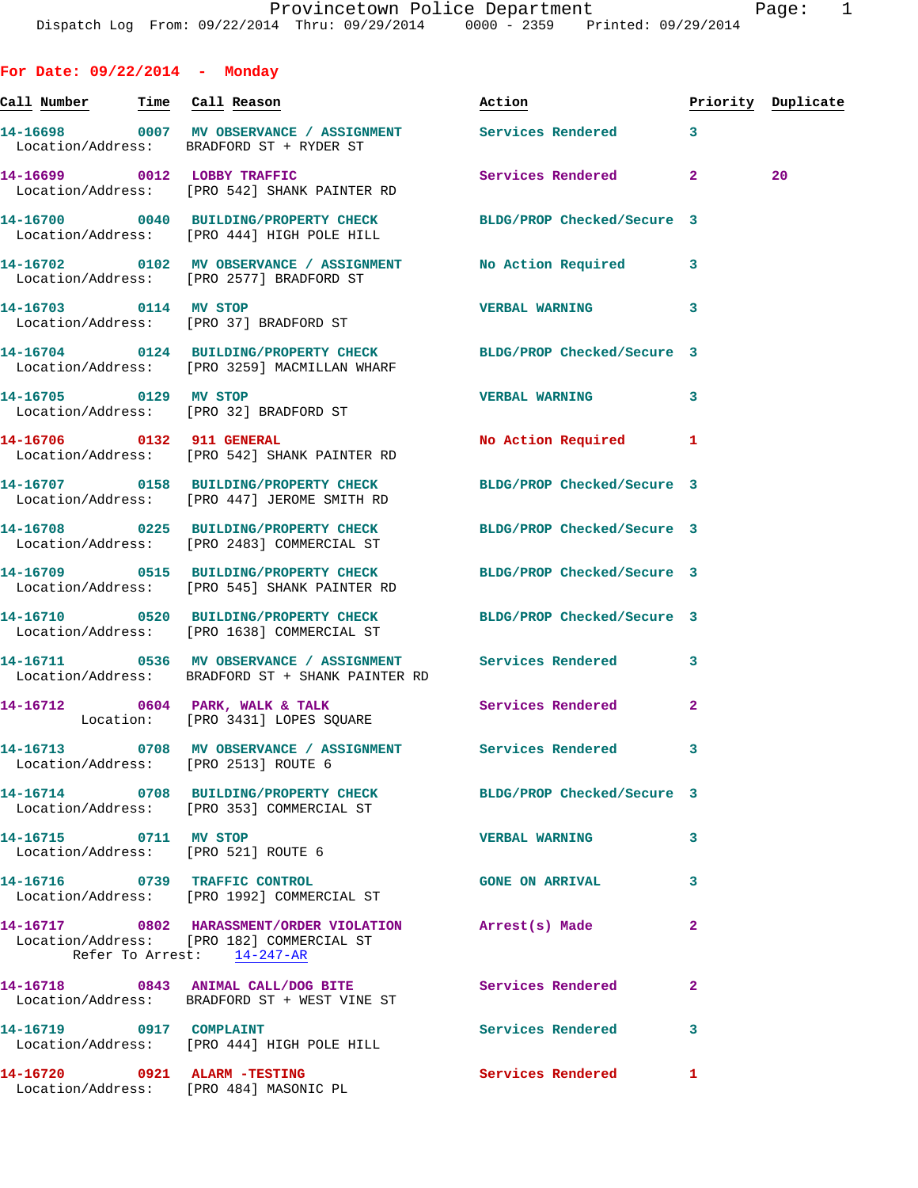Provincetown Police Department
Dispatch Log From: 09/22/2014 Thru: 09/29/2014 0000 - 2359 Printed: 09/29/2014

## For Date: 09/22/2014 - Monday

| Call Number | Time | Call Reason | Action | Priority | Duplicate |
|---|---|---|---|---|---|
| 14-16698 | 0007 | MV OBSERVANCE / ASSIGNMENT | Services Rendered | 3 | |
| Location/Address: | | BRADFORD ST + RYDER ST | | | |
| 14-16699 | 0012 | LOBBY TRAFFIC | Services Rendered | 2 | 20 |
| Location/Address: | | [PRO 542] SHANK PAINTER RD | | | |
| 14-16700 | 0040 | BUILDING/PROPERTY CHECK | BLDG/PROP Checked/Secure | 3 | |
| Location/Address: | | [PRO 444] HIGH POLE HILL | | | |
| 14-16702 | 0102 | MV OBSERVANCE / ASSIGNMENT | No Action Required | 3 | |
| Location/Address: | | [PRO 2577] BRADFORD ST | | | |
| 14-16703 | 0114 | MV STOP | VERBAL WARNING | 3 | |
| Location/Address: | | [PRO 37] BRADFORD ST | | | |
| 14-16704 | 0124 | BUILDING/PROPERTY CHECK | BLDG/PROP Checked/Secure | 3 | |
| Location/Address: | | [PRO 3259] MACMILLAN WHARF | | | |
| 14-16705 | 0129 | MV STOP | VERBAL WARNING | 3 | |
| Location/Address: | | [PRO 32] BRADFORD ST | | | |
| 14-16706 | 0132 | 911 GENERAL | No Action Required | 1 | |
| Location/Address: | | [PRO 542] SHANK PAINTER RD | | | |
| 14-16707 | 0158 | BUILDING/PROPERTY CHECK | BLDG/PROP Checked/Secure | 3 | |
| Location/Address: | | [PRO 447] JEROME SMITH RD | | | |
| 14-16708 | 0225 | BUILDING/PROPERTY CHECK | BLDG/PROP Checked/Secure | 3 | |
| Location/Address: | | [PRO 2483] COMMERCIAL ST | | | |
| 14-16709 | 0515 | BUILDING/PROPERTY CHECK | BLDG/PROP Checked/Secure | 3 | |
| Location/Address: | | [PRO 545] SHANK PAINTER RD | | | |
| 14-16710 | 0520 | BUILDING/PROPERTY CHECK | BLDG/PROP Checked/Secure | 3 | |
| Location/Address: | | [PRO 1638] COMMERCIAL ST | | | |
| 14-16711 | 0536 | MV OBSERVANCE / ASSIGNMENT | Services Rendered | 3 | |
| Location/Address: | | BRADFORD ST + SHANK PAINTER RD | | | |
| 14-16712 | 0604 | PARK, WALK & TALK | Services Rendered | 2 | |
| Location: | | [PRO 3431] LOPES SQUARE | | | |
| 14-16713 | 0708 | MV OBSERVANCE / ASSIGNMENT | Services Rendered | 3 | |
| Location/Address: | | [PRO 2513] ROUTE 6 | | | |
| 14-16714 | 0708 | BUILDING/PROPERTY CHECK | BLDG/PROP Checked/Secure | 3 | |
| Location/Address: | | [PRO 353] COMMERCIAL ST | | | |
| 14-16715 | 0711 | MV STOP | VERBAL WARNING | 3 | |
| Location/Address: | | [PRO 521] ROUTE 6 | | | |
| 14-16716 | 0739 | TRAFFIC CONTROL | GONE ON ARRIVAL | 3 | |
| Location/Address: | | [PRO 1992] COMMERCIAL ST | | | |
| 14-16717 | 0802 | HARASSMENT/ORDER VIOLATION | Arrest(s) Made | 2 | |
| Location/Address: | | [PRO 182] COMMERCIAL ST | | | |
| Refer To Arrest: | | 14-247-AR | | | |
| 14-16718 | 0843 | ANIMAL CALL/DOG BITE | Services Rendered | 2 | |
| Location/Address: | | BRADFORD ST + WEST VINE ST | | | |
| 14-16719 | 0917 | COMPLAINT | Services Rendered | 3 | |
| Location/Address: | | [PRO 444] HIGH POLE HILL | | | |
| 14-16720 | 0921 | ALARM -TESTING | Services Rendered | 1 | |
| Location/Address: | | [PRO 484] MASONIC PL | | | |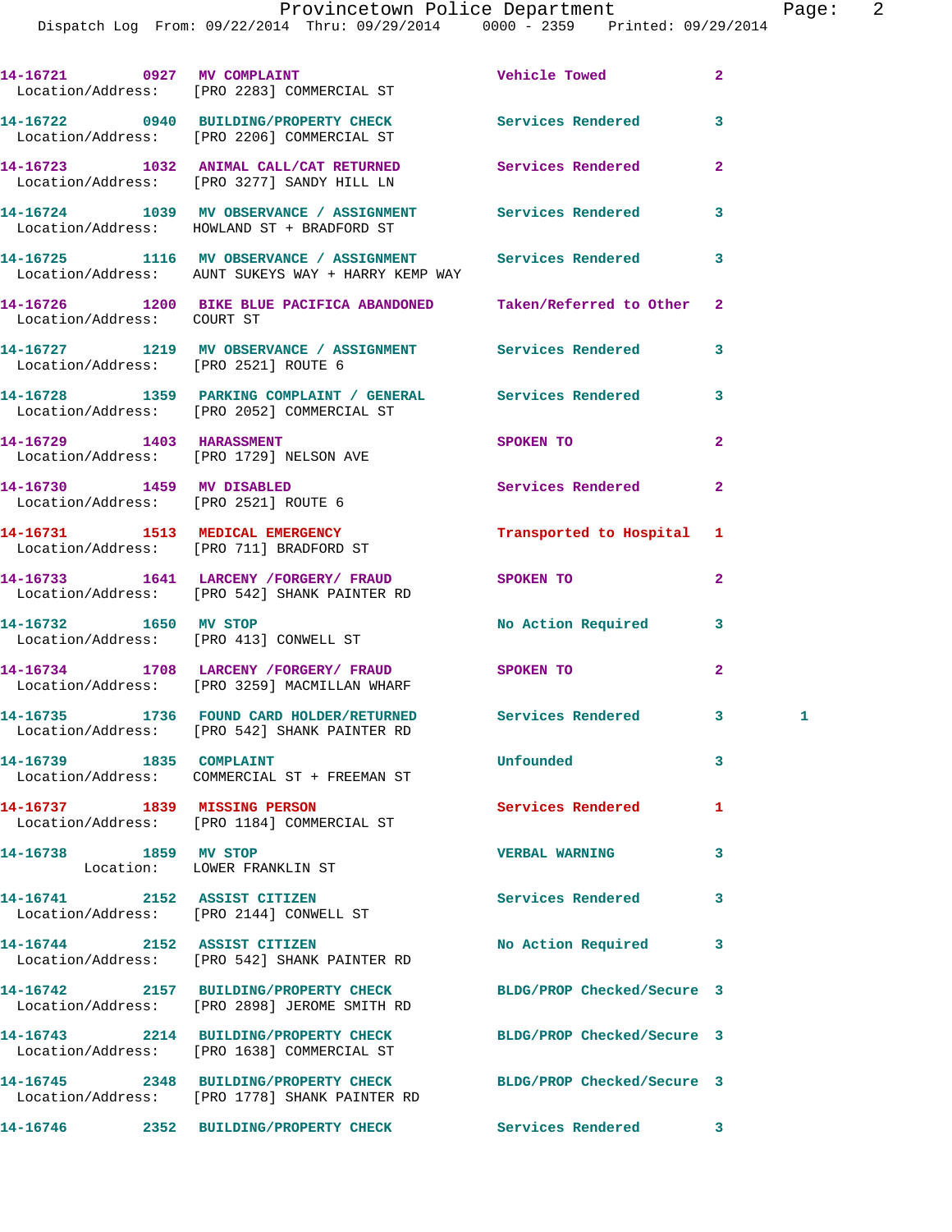14-16721 0927 MV COMPLAINT Vehicle Towed 2
Location/Address: [PRO 2283] COMMERCIAL ST

14-16722 0940 BUILDING/PROPERTY CHECK Services Rendered 3
Location/Address: [PRO 2206] COMMERCIAL ST

14-16723 1032 ANIMAL CALL/CAT RETURNED Services Rendered 2
Location/Address: [PRO 3277] SANDY HILL LN

14-16724 1039 MV OBSERVANCE / ASSIGNMENT Services Rendered 3
Location/Address: HOWLAND ST + BRADFORD ST

14-16725 1116 MV OBSERVANCE / ASSIGNMENT Services Rendered 3
Location/Address: AUNT SUKEYS WAY + HARRY KEMP WAY

14-16726 1200 BIKE BLUE PACIFICA ABANDONED Taken/Referred to Other 2
Location/Address: COURT ST

14-16727 1219 MV OBSERVANCE / ASSIGNMENT Services Rendered 3
Location/Address: [PRO 2521] ROUTE 6

14-16728 1359 PARKING COMPLAINT / GENERAL Services Rendered 3
Location/Address: [PRO 2052] COMMERCIAL ST

14-16729 1403 HARASSMENT SPOKEN TO 2
Location/Address: [PRO 1729] NELSON AVE

14-16730 1459 MV DISABLED Services Rendered 2
Location/Address: [PRO 2521] ROUTE 6

14-16731 1513 MEDICAL EMERGENCY Transported to Hospital 1
Location/Address: [PRO 711] BRADFORD ST

14-16733 1641 LARCENY /FORGERY/ FRAUD SPOKEN TO 2
Location/Address: [PRO 542] SHANK PAINTER RD

14-16732 1650 MV STOP No Action Required 3
Location/Address: [PRO 413] CONWELL ST

14-16734 1708 LARCENY /FORGERY/ FRAUD SPOKEN TO 2
Location/Address: [PRO 3259] MACMILLAN WHARF

14-16735 1736 FOUND CARD HOLDER/RETURNED Services Rendered 3 1
Location/Address: [PRO 542] SHANK PAINTER RD

14-16739 1835 COMPLAINT Unfounded 3
Location/Address: COMMERCIAL ST + FREEMAN ST

14-16737 1839 MISSING PERSON Services Rendered 1
Location/Address: [PRO 1184] COMMERCIAL ST

14-16738 1859 MV STOP VERBAL WARNING 3
Location: LOWER FRANKLIN ST

14-16741 2152 ASSIST CITIZEN Services Rendered 3
Location/Address: [PRO 2144] CONWELL ST

14-16744 2152 ASSIST CITIZEN No Action Required 3
Location/Address: [PRO 542] SHANK PAINTER RD

14-16742 2157 BUILDING/PROPERTY CHECK BLDG/PROP Checked/Secure 3
Location/Address: [PRO 2898] JEROME SMITH RD

14-16743 2214 BUILDING/PROPERTY CHECK BLDG/PROP Checked/Secure 3
Location/Address: [PRO 1638] COMMERCIAL ST

14-16745 2348 BUILDING/PROPERTY CHECK BLDG/PROP Checked/Secure 3
Location/Address: [PRO 1778] SHANK PAINTER RD

14-16746 2352 BUILDING/PROPERTY CHECK Services Rendered 3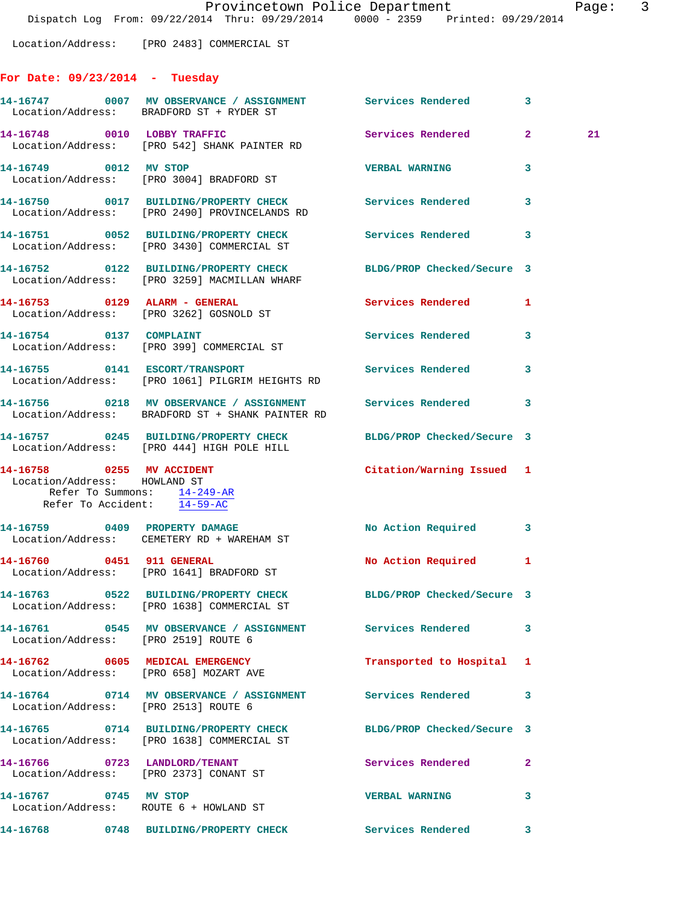Location/Address: [PRO 2483] COMMERCIAL ST

## For Date: 09/23/2014 - Tuesday

**14-16747** 0007 **MV OBSERVANCE / ASSIGNMENT** Services Rendered 3
Location/Address: BRADFORD ST + RYDER ST

**14-16748** 0010 **LOBBY TRAFFIC** Services Rendered 2 21
Location/Address: [PRO 542] SHANK PAINTER RD

**14-16749** 0012 **MV STOP** VERBAL WARNING 3
Location/Address: [PRO 3004] BRADFORD ST

**14-16750** 0017 **BUILDING/PROPERTY CHECK** Services Rendered 3
Location/Address: [PRO 2490] PROVINCELANDS RD

**14-16751** 0052 **BUILDING/PROPERTY CHECK** Services Rendered 3
Location/Address: [PRO 3430] COMMERCIAL ST

**14-16752** 0122 **BUILDING/PROPERTY CHECK** BLDG/PROP Checked/Secure 3
Location/Address: [PRO 3259] MACMILLAN WHARF

**14-16753** 0129 **ALARM - GENERAL** Services Rendered 1
Location/Address: [PRO 3262] GOSNOLD ST

**14-16754** 0137 **COMPLAINT** Services Rendered 3
Location/Address: [PRO 399] COMMERCIAL ST

**14-16755** 0141 **ESCORT/TRANSPORT** Services Rendered 3
Location/Address: [PRO 1061] PILGRIM HEIGHTS RD

**14-16756** 0218 **MV OBSERVANCE / ASSIGNMENT** Services Rendered 3
Location/Address: BRADFORD ST + SHANK PAINTER RD

**14-16757** 0245 **BUILDING/PROPERTY CHECK** BLDG/PROP Checked/Secure 3
Location/Address: [PRO 444] HIGH POLE HILL

**14-16758** 0255 **MV ACCIDENT** Citation/Warning Issued 1
Location/Address: HOWLAND ST
Refer To Summons: 14-249-AR
Refer To Accident: 14-59-AC

**14-16759** 0409 **PROPERTY DAMAGE** No Action Required 3
Location/Address: CEMETERY RD + WAREHAM ST

**14-16760** 0451 **911 GENERAL** No Action Required 1
Location/Address: [PRO 1641] BRADFORD ST

**14-16763** 0522 **BUILDING/PROPERTY CHECK** BLDG/PROP Checked/Secure 3
Location/Address: [PRO 1638] COMMERCIAL ST

**14-16761** 0545 **MV OBSERVANCE / ASSIGNMENT** Services Rendered 3
Location/Address: [PRO 2519] ROUTE 6

**14-16762** 0605 **MEDICAL EMERGENCY** Transported to Hospital 1
Location/Address: [PRO 658] MOZART AVE

**14-16764** 0714 **MV OBSERVANCE / ASSIGNMENT** Services Rendered 3
Location/Address: [PRO 2513] ROUTE 6

**14-16765** 0714 **BUILDING/PROPERTY CHECK** BLDG/PROP Checked/Secure 3
Location/Address: [PRO 1638] COMMERCIAL ST

**14-16766** 0723 **LANDLORD/TENANT** Services Rendered 2
Location/Address: [PRO 2373] CONANT ST

**14-16767** 0745 **MV STOP** VERBAL WARNING 3
Location/Address: ROUTE 6 + HOWLAND ST

**14-16768** 0748 **BUILDING/PROPERTY CHECK** Services Rendered 3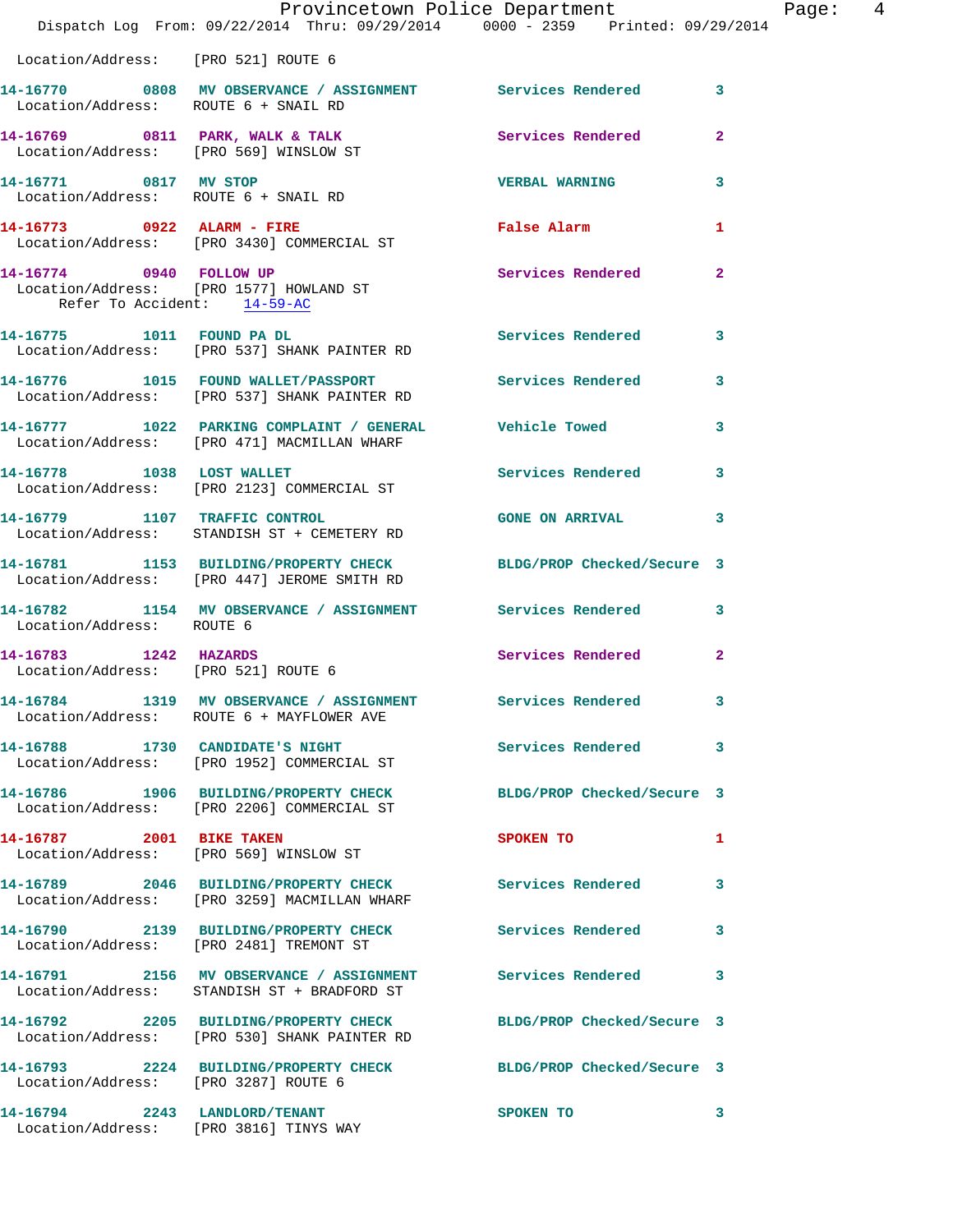Location/Address: [PRO 521] ROUTE 6

14-16770 0808 MV OBSERVANCE / ASSIGNMENT Services Rendered 3
Location/Address: ROUTE 6 + SNAIL RD

14-16769 0811 PARK, WALK & TALK Services Rendered 2
Location/Address: [PRO 569] WINSLOW ST

14-16771 0817 MV STOP VERBAL WARNING 3
Location/Address: ROUTE 6 + SNAIL RD

14-16773 0922 ALARM - FIRE False Alarm 1
Location/Address: [PRO 3430] COMMERCIAL ST

14-16774 0940 FOLLOW UP Services Rendered 2
Location/Address: [PRO 1577] HOWLAND ST
Refer To Accident: 14-59-AC

14-16775 1011 FOUND PA DL Services Rendered 3
Location/Address: [PRO 537] SHANK PAINTER RD

14-16776 1015 FOUND WALLET/PASSPORT Services Rendered 3
Location/Address: [PRO 537] SHANK PAINTER RD

14-16777 1022 PARKING COMPLAINT / GENERAL Vehicle Towed 3
Location/Address: [PRO 471] MACMILLAN WHARF

14-16778 1038 LOST WALLET Services Rendered 3
Location/Address: [PRO 2123] COMMERCIAL ST

14-16779 1107 TRAFFIC CONTROL GONE ON ARRIVAL 3
Location/Address: STANDISH ST + CEMETERY RD

14-16781 1153 BUILDING/PROPERTY CHECK BLDG/PROP Checked/Secure 3
Location/Address: [PRO 447] JEROME SMITH RD

14-16782 1154 MV OBSERVANCE / ASSIGNMENT Services Rendered 3
Location/Address: ROUTE 6

14-16783 1242 HAZARDS Services Rendered 2
Location/Address: [PRO 521] ROUTE 6

14-16784 1319 MV OBSERVANCE / ASSIGNMENT Services Rendered 3
Location/Address: ROUTE 6 + MAYFLOWER AVE

14-16788 1730 CANDIDATE'S NIGHT Services Rendered 3
Location/Address: [PRO 1952] COMMERCIAL ST

14-16786 1906 BUILDING/PROPERTY CHECK BLDG/PROP Checked/Secure 3
Location/Address: [PRO 2206] COMMERCIAL ST

14-16787 2001 BIKE TAKEN SPOKEN TO 1
Location/Address: [PRO 569] WINSLOW ST

14-16789 2046 BUILDING/PROPERTY CHECK Services Rendered 3
Location/Address: [PRO 3259] MACMILLAN WHARF

14-16790 2139 BUILDING/PROPERTY CHECK Services Rendered 3
Location/Address: [PRO 2481] TREMONT ST

14-16791 2156 MV OBSERVANCE / ASSIGNMENT Services Rendered 3
Location/Address: STANDISH ST + BRADFORD ST

14-16792 2205 BUILDING/PROPERTY CHECK BLDG/PROP Checked/Secure 3
Location/Address: [PRO 530] SHANK PAINTER RD

14-16793 2224 BUILDING/PROPERTY CHECK BLDG/PROP Checked/Secure 3
Location/Address: [PRO 3287] ROUTE 6

14-16794 2243 LANDLORD/TENANT SPOKEN TO 3
Location/Address: [PRO 3816] TINYS WAY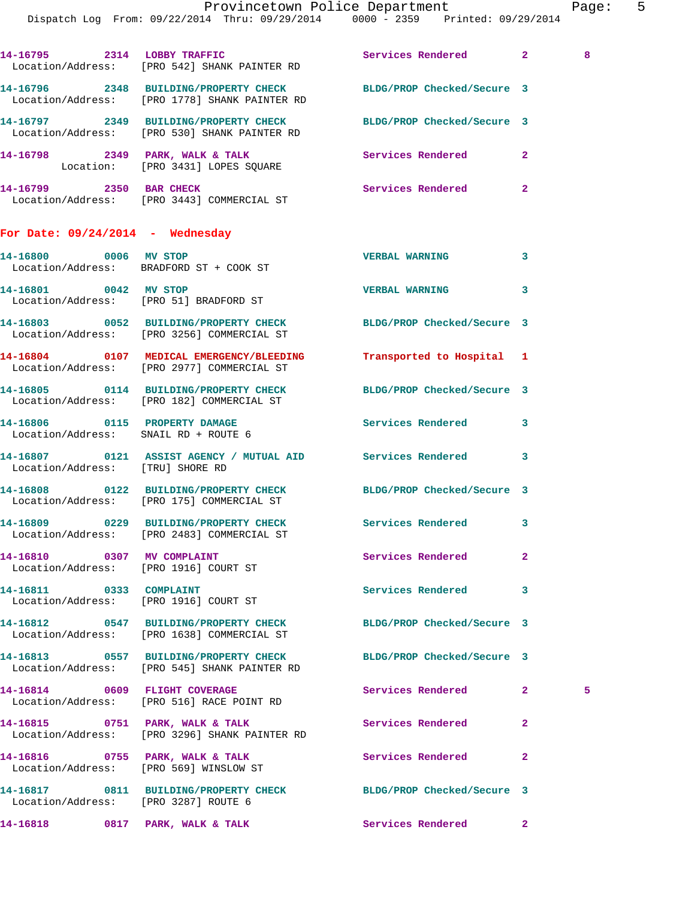14-16795 2314 LOBBY TRAFFIC Services Rendered 2 8
Location/Address: [PRO 542] SHANK PAINTER RD

14-16796 2348 BUILDING/PROPERTY CHECK BLDG/PROP Checked/Secure 3
Location/Address: [PRO 1778] SHANK PAINTER RD

14-16797 2349 BUILDING/PROPERTY CHECK BLDG/PROP Checked/Secure 3
Location/Address: [PRO 530] SHANK PAINTER RD

14-16798 2349 PARK, WALK & TALK Services Rendered 2
Location: [PRO 3431] LOPES SQUARE

14-16799 2350 BAR CHECK Services Rendered 2
Location/Address: [PRO 3443] COMMERCIAL ST

## For Date: 09/24/2014 - Wednesday

14-16800 0006 MV STOP VERBAL WARNING 3
Location/Address: BRADFORD ST + COOK ST

14-16801 0042 MV STOP VERBAL WARNING 3
Location/Address: [PRO 51] BRADFORD ST

14-16803 0052 BUILDING/PROPERTY CHECK BLDG/PROP Checked/Secure 3
Location/Address: [PRO 3256] COMMERCIAL ST

14-16804 0107 MEDICAL EMERGENCY/BLEEDING Transported to Hospital 1
Location/Address: [PRO 2977] COMMERCIAL ST

14-16805 0114 BUILDING/PROPERTY CHECK BLDG/PROP Checked/Secure 3
Location/Address: [PRO 182] COMMERCIAL ST

14-16806 0115 PROPERTY DAMAGE Services Rendered 3
Location/Address: SNAIL RD + ROUTE 6

14-16807 0121 ASSIST AGENCY / MUTUAL AID Services Rendered 3
Location/Address: [TRU] SHORE RD

14-16808 0122 BUILDING/PROPERTY CHECK BLDG/PROP Checked/Secure 3
Location/Address: [PRO 175] COMMERCIAL ST

14-16809 0229 BUILDING/PROPERTY CHECK Services Rendered 3
Location/Address: [PRO 2483] COMMERCIAL ST

14-16810 0307 MV COMPLAINT Services Rendered 2
Location/Address: [PRO 1916] COURT ST

14-16811 0333 COMPLAINT Services Rendered 3
Location/Address: [PRO 1916] COURT ST

14-16812 0547 BUILDING/PROPERTY CHECK BLDG/PROP Checked/Secure 3
Location/Address: [PRO 1638] COMMERCIAL ST

14-16813 0557 BUILDING/PROPERTY CHECK BLDG/PROP Checked/Secure 3
Location/Address: [PRO 545] SHANK PAINTER RD

14-16814 0609 FLIGHT COVERAGE Services Rendered 2 5
Location/Address: [PRO 516] RACE POINT RD

14-16815 0751 PARK, WALK & TALK Services Rendered 2
Location/Address: [PRO 3296] SHANK PAINTER RD

14-16816 0755 PARK, WALK & TALK Services Rendered 2
Location/Address: [PRO 569] WINSLOW ST

14-16817 0811 BUILDING/PROPERTY CHECK BLDG/PROP Checked/Secure 3
Location/Address: [PRO 3287] ROUTE 6

14-16818 0817 PARK, WALK & TALK Services Rendered 2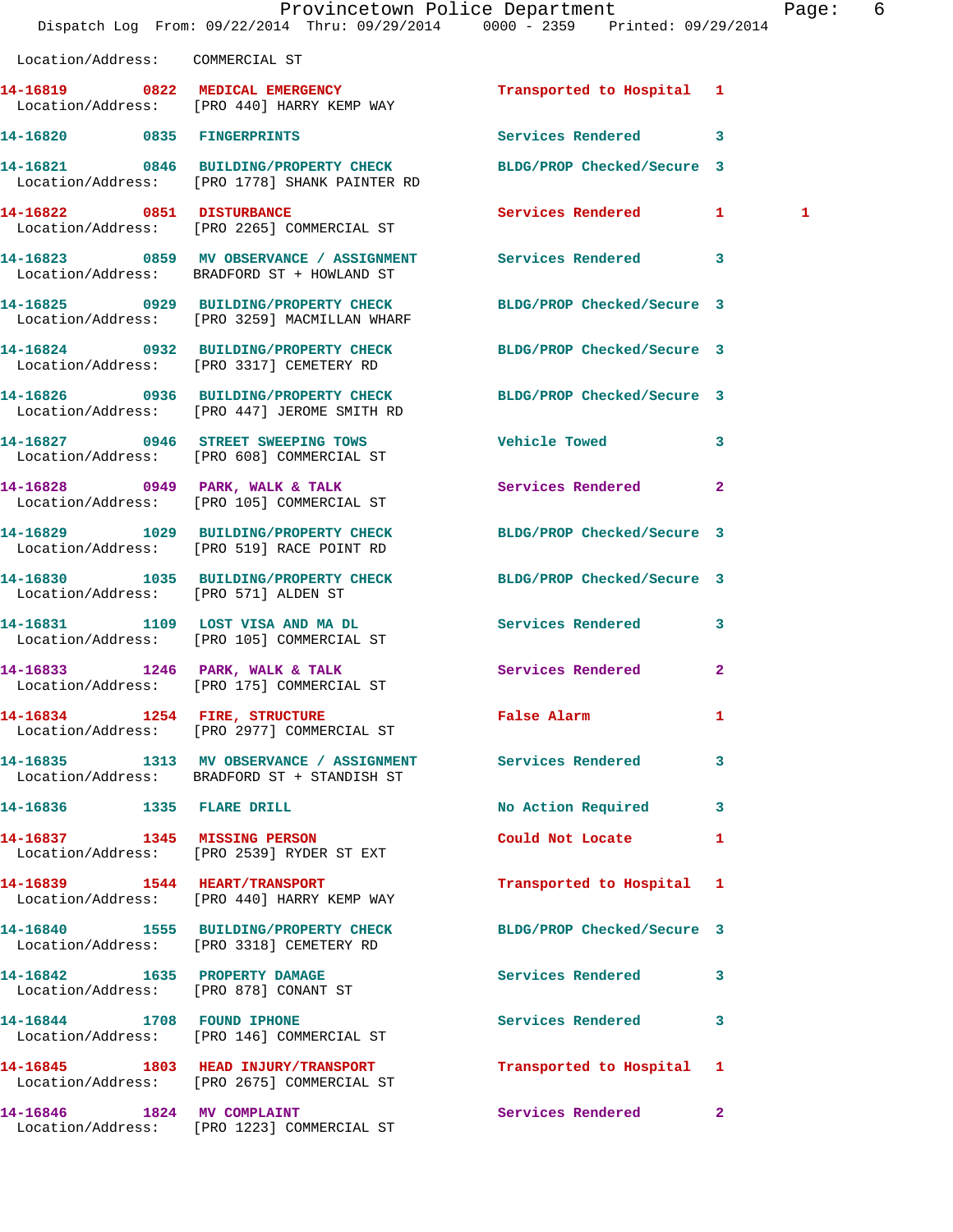Location/Address: COMMERCIAL ST

| Call # | Time | Call Reason | Action | Priority | |
|---|---|---|---|---|---|
| 14-16819 | 0822 | MEDICAL EMERGENCY | Transported to Hospital | 1 | |
| | | Location/Address: [PRO 440] HARRY KEMP WAY | | | |
| 14-16820 | 0835 | FINGERPRINTS | Services Rendered | 3 | |
| 14-16821 | 0846 | BUILDING/PROPERTY CHECK | BLDG/PROP Checked/Secure | 3 | |
| | | Location/Address: [PRO 1778] SHANK PAINTER RD | | | |
| 14-16822 | 0851 | DISTURBANCE | Services Rendered | 1 | 1 |
| | | Location/Address: [PRO 2265] COMMERCIAL ST | | | |
| 14-16823 | 0859 | MV OBSERVANCE / ASSIGNMENT | Services Rendered | 3 | |
| | | Location/Address: BRADFORD ST + HOWLAND ST | | | |
| 14-16825 | 0929 | BUILDING/PROPERTY CHECK | BLDG/PROP Checked/Secure | 3 | |
| | | Location/Address: [PRO 3259] MACMILLAN WHARF | | | |
| 14-16824 | 0932 | BUILDING/PROPERTY CHECK | BLDG/PROP Checked/Secure | 3 | |
| | | Location/Address: [PRO 3317] CEMETERY RD | | | |
| 14-16826 | 0936 | BUILDING/PROPERTY CHECK | BLDG/PROP Checked/Secure | 3 | |
| | | Location/Address: [PRO 447] JEROME SMITH RD | | | |
| 14-16827 | 0946 | STREET SWEEPING TOWS | Vehicle Towed | 3 | |
| | | Location/Address: [PRO 608] COMMERCIAL ST | | | |
| 14-16828 | 0949 | PARK, WALK & TALK | Services Rendered | 2 | |
| | | Location/Address: [PRO 105] COMMERCIAL ST | | | |
| 14-16829 | 1029 | BUILDING/PROPERTY CHECK | BLDG/PROP Checked/Secure | 3 | |
| | | Location/Address: [PRO 519] RACE POINT RD | | | |
| 14-16830 | 1035 | BUILDING/PROPERTY CHECK | BLDG/PROP Checked/Secure | 3 | |
| | | Location/Address: [PRO 571] ALDEN ST | | | |
| 14-16831 | 1109 | LOST VISA AND MA DL | Services Rendered | 3 | |
| | | Location/Address: [PRO 105] COMMERCIAL ST | | | |
| 14-16833 | 1246 | PARK, WALK & TALK | Services Rendered | 2 | |
| | | Location/Address: [PRO 175] COMMERCIAL ST | | | |
| 14-16834 | 1254 | FIRE, STRUCTURE | False Alarm | 1 | |
| | | Location/Address: [PRO 2977] COMMERCIAL ST | | | |
| 14-16835 | 1313 | MV OBSERVANCE / ASSIGNMENT | Services Rendered | 3 | |
| | | Location/Address: BRADFORD ST + STANDISH ST | | | |
| 14-16836 | 1335 | FLARE DRILL | No Action Required | 3 | |
| 14-16837 | 1345 | MISSING PERSON | Could Not Locate | 1 | |
| | | Location/Address: [PRO 2539] RYDER ST EXT | | | |
| 14-16839 | 1544 | HEART/TRANSPORT | Transported to Hospital | 1 | |
| | | Location/Address: [PRO 440] HARRY KEMP WAY | | | |
| 14-16840 | 1555 | BUILDING/PROPERTY CHECK | BLDG/PROP Checked/Secure | 3 | |
| | | Location/Address: [PRO 3318] CEMETERY RD | | | |
| 14-16842 | 1635 | PROPERTY DAMAGE | Services Rendered | 3 | |
| | | Location/Address: [PRO 878] CONANT ST | | | |
| 14-16844 | 1708 | FOUND IPHONE | Services Rendered | 3 | |
| | | Location/Address: [PRO 146] COMMERCIAL ST | | | |
| 14-16845 | 1803 | HEAD INJURY/TRANSPORT | Transported to Hospital | 1 | |
| | | Location/Address: [PRO 2675] COMMERCIAL ST | | | |
| 14-16846 | 1824 | MV COMPLAINT | Services Rendered | 2 | |
| | | Location/Address: [PRO 1223] COMMERCIAL ST | | | |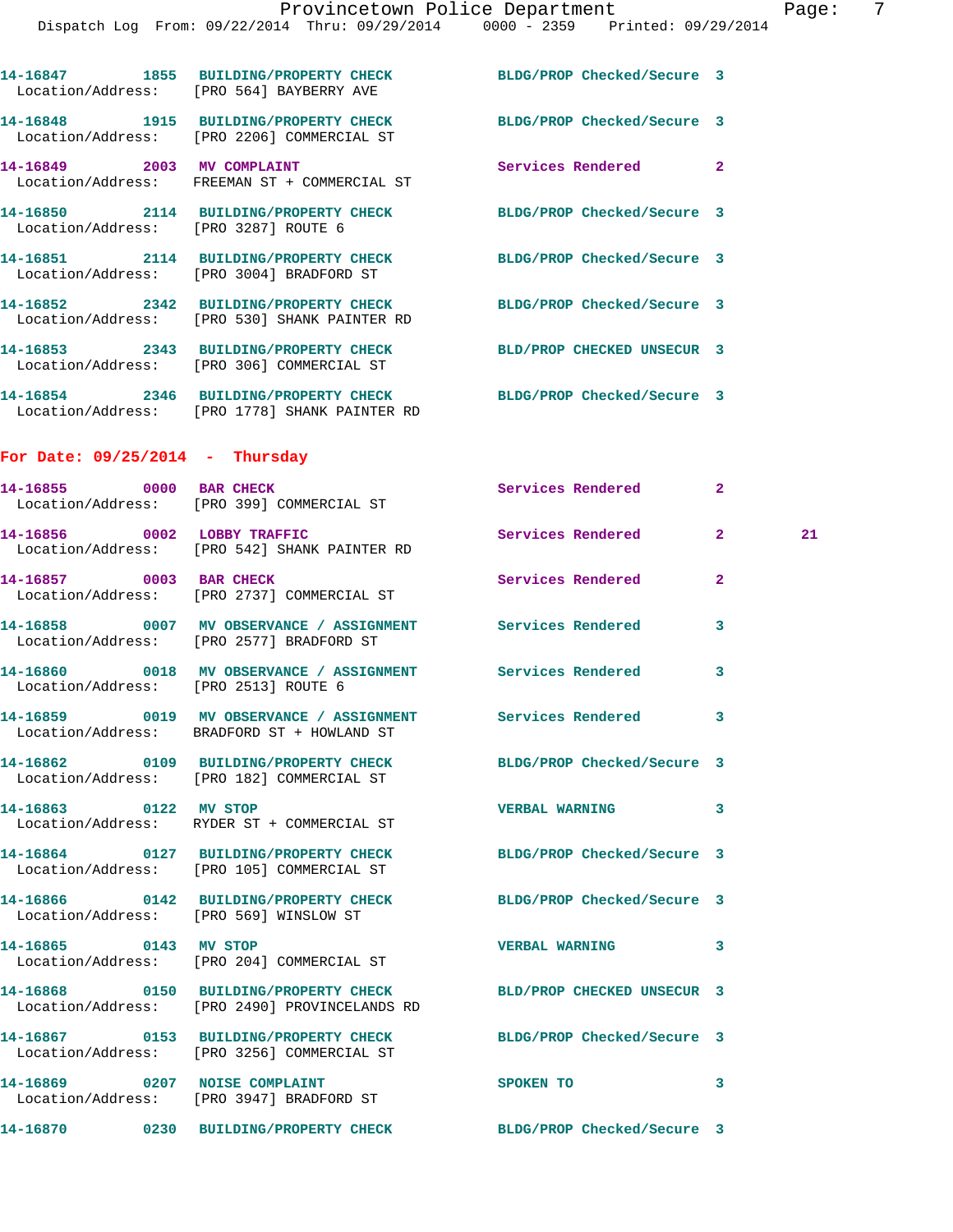14-16847 1855 BUILDING/PROPERTY CHECK BLDG/PROP Checked/Secure 3
Location/Address: [PRO 564] BAYBERRY AVE

14-16848 1915 BUILDING/PROPERTY CHECK BLDG/PROP Checked/Secure 3
Location/Address: [PRO 2206] COMMERCIAL ST

14-16849 2003 MV COMPLAINT Services Rendered 2
Location/Address: FREEMAN ST + COMMERCIAL ST

14-16850 2114 BUILDING/PROPERTY CHECK BLDG/PROP Checked/Secure 3
Location/Address: [PRO 3287] ROUTE 6

14-16851 2114 BUILDING/PROPERTY CHECK BLDG/PROP Checked/Secure 3
Location/Address: [PRO 3004] BRADFORD ST

14-16852 2342 BUILDING/PROPERTY CHECK BLDG/PROP Checked/Secure 3
Location/Address: [PRO 530] SHANK PAINTER RD

14-16853 2343 BUILDING/PROPERTY CHECK BLD/PROP CHECKED UNSECUR 3
Location/Address: [PRO 306] COMMERCIAL ST

14-16854 2346 BUILDING/PROPERTY CHECK BLDG/PROP Checked/Secure 3
Location/Address: [PRO 1778] SHANK PAINTER RD

## For Date: 09/25/2014 - Thursday

14-16855 0000 BAR CHECK Services Rendered 2
Location/Address: [PRO 399] COMMERCIAL ST

14-16856 0002 LOBBY TRAFFIC Services Rendered 2 21
Location/Address: [PRO 542] SHANK PAINTER RD

14-16857 0003 BAR CHECK Services Rendered 2
Location/Address: [PRO 2737] COMMERCIAL ST

14-16858 0007 MV OBSERVANCE / ASSIGNMENT Services Rendered 3
Location/Address: [PRO 2577] BRADFORD ST

14-16860 0018 MV OBSERVANCE / ASSIGNMENT Services Rendered 3
Location/Address: [PRO 2513] ROUTE 6

14-16859 0019 MV OBSERVANCE / ASSIGNMENT Services Rendered 3
Location/Address: BRADFORD ST + HOWLAND ST

14-16862 0109 BUILDING/PROPERTY CHECK BLDG/PROP Checked/Secure 3
Location/Address: [PRO 182] COMMERCIAL ST

14-16863 0122 MV STOP VERBAL WARNING 3
Location/Address: RYDER ST + COMMERCIAL ST

14-16864 0127 BUILDING/PROPERTY CHECK BLDG/PROP Checked/Secure 3
Location/Address: [PRO 105] COMMERCIAL ST

14-16866 0142 BUILDING/PROPERTY CHECK BLDG/PROP Checked/Secure 3
Location/Address: [PRO 569] WINSLOW ST

14-16865 0143 MV STOP VERBAL WARNING 3
Location/Address: [PRO 204] COMMERCIAL ST

14-16868 0150 BUILDING/PROPERTY CHECK BLD/PROP CHECKED UNSECUR 3
Location/Address: [PRO 2490] PROVINCELANDS RD

14-16867 0153 BUILDING/PROPERTY CHECK BLDG/PROP Checked/Secure 3
Location/Address: [PRO 3256] COMMERCIAL ST

14-16869 0207 NOISE COMPLAINT SPOKEN TO 3
Location/Address: [PRO 3947] BRADFORD ST

14-16870 0230 BUILDING/PROPERTY CHECK BLDG/PROP Checked/Secure 3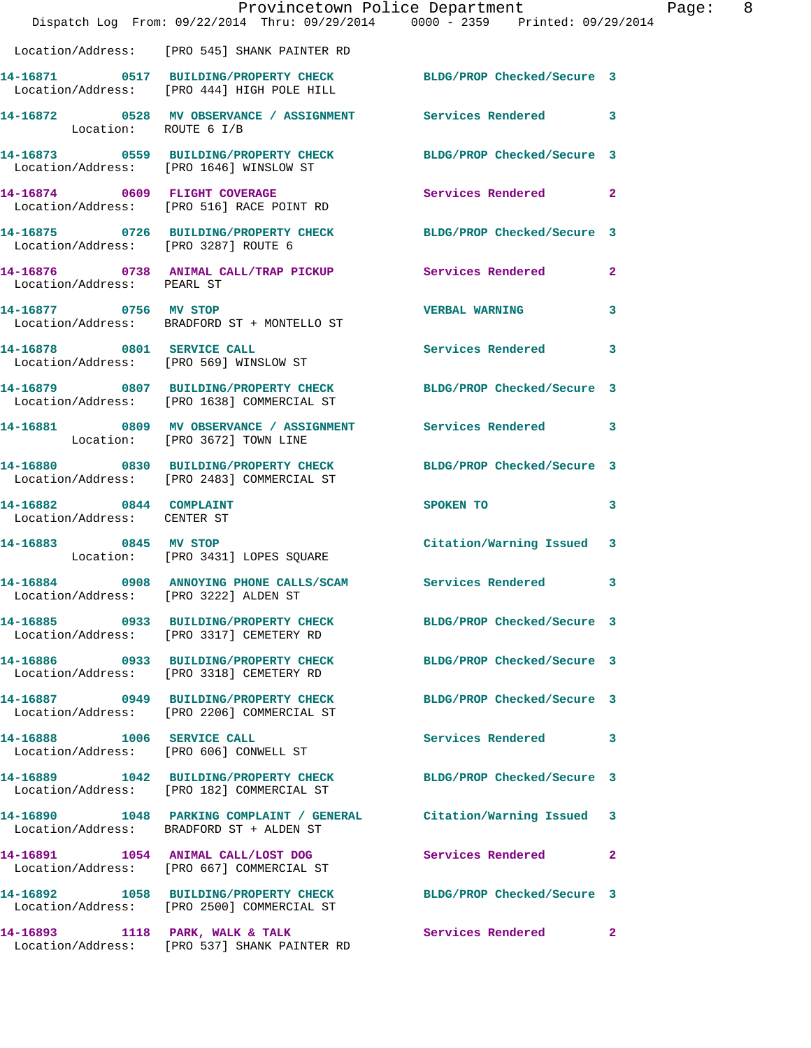Location/Address: [PRO 545] SHANK PAINTER RD

| Call # | Time | Call Reason | Action | Priority |
|---|---|---|---|---|
| 14-16871 | 0517 | BUILDING/PROPERTY CHECK | BLDG/PROP Checked/Secure | 3 |
| | | Location/Address: [PRO 444] HIGH POLE HILL | | |
| 14-16872 | 0528 | MV OBSERVANCE / ASSIGNMENT | Services Rendered | 3 |
| | | Location: ROUTE 6 I/B | | |
| 14-16873 | 0559 | BUILDING/PROPERTY CHECK | BLDG/PROP Checked/Secure | 3 |
| | | Location/Address: [PRO 1646] WINSLOW ST | | |
| 14-16874 | 0609 | FLIGHT COVERAGE | Services Rendered | 2 |
| | | Location/Address: [PRO 516] RACE POINT RD | | |
| 14-16875 | 0726 | BUILDING/PROPERTY CHECK | BLDG/PROP Checked/Secure | 3 |
| | | Location/Address: [PRO 3287] ROUTE 6 | | |
| 14-16876 | 0738 | ANIMAL CALL/TRAP PICKUP | Services Rendered | 2 |
| | | Location/Address: PEARL ST | | |
| 14-16877 | 0756 | MV STOP | VERBAL WARNING | 3 |
| | | Location/Address: BRADFORD ST + MONTELLO ST | | |
| 14-16878 | 0801 | SERVICE CALL | Services Rendered | 3 |
| | | Location/Address: [PRO 569] WINSLOW ST | | |
| 14-16879 | 0807 | BUILDING/PROPERTY CHECK | BLDG/PROP Checked/Secure | 3 |
| | | Location/Address: [PRO 1638] COMMERCIAL ST | | |
| 14-16881 | 0809 | MV OBSERVANCE / ASSIGNMENT | Services Rendered | 3 |
| | | Location: [PRO 3672] TOWN LINE | | |
| 14-16880 | 0830 | BUILDING/PROPERTY CHECK | BLDG/PROP Checked/Secure | 3 |
| | | Location/Address: [PRO 2483] COMMERCIAL ST | | |
| 14-16882 | 0844 | COMPLAINT | SPOKEN TO | 3 |
| | | Location/Address: CENTER ST | | |
| 14-16883 | 0845 | MV STOP | Citation/Warning Issued | 3 |
| | | Location: [PRO 3431] LOPES SQUARE | | |
| 14-16884 | 0908 | ANNOYING PHONE CALLS/SCAM | Services Rendered | 3 |
| | | Location/Address: [PRO 3222] ALDEN ST | | |
| 14-16885 | 0933 | BUILDING/PROPERTY CHECK | BLDG/PROP Checked/Secure | 3 |
| | | Location/Address: [PRO 3317] CEMETERY RD | | |
| 14-16886 | 0933 | BUILDING/PROPERTY CHECK | BLDG/PROP Checked/Secure | 3 |
| | | Location/Address: [PRO 3318] CEMETERY RD | | |
| 14-16887 | 0949 | BUILDING/PROPERTY CHECK | BLDG/PROP Checked/Secure | 3 |
| | | Location/Address: [PRO 2206] COMMERCIAL ST | | |
| 14-16888 | 1006 | SERVICE CALL | Services Rendered | 3 |
| | | Location/Address: [PRO 606] CONWELL ST | | |
| 14-16889 | 1042 | BUILDING/PROPERTY CHECK | BLDG/PROP Checked/Secure | 3 |
| | | Location/Address: [PRO 182] COMMERCIAL ST | | |
| 14-16890 | 1048 | PARKING COMPLAINT / GENERAL | Citation/Warning Issued | 3 |
| | | Location/Address: BRADFORD ST + ALDEN ST | | |
| 14-16891 | 1054 | ANIMAL CALL/LOST DOG | Services Rendered | 2 |
| | | Location/Address: [PRO 667] COMMERCIAL ST | | |
| 14-16892 | 1058 | BUILDING/PROPERTY CHECK | BLDG/PROP Checked/Secure | 3 |
| | | Location/Address: [PRO 2500] COMMERCIAL ST | | |
| 14-16893 | 1118 | PARK, WALK & TALK | Services Rendered | 2 |
| | | Location/Address: [PRO 537] SHANK PAINTER RD | | |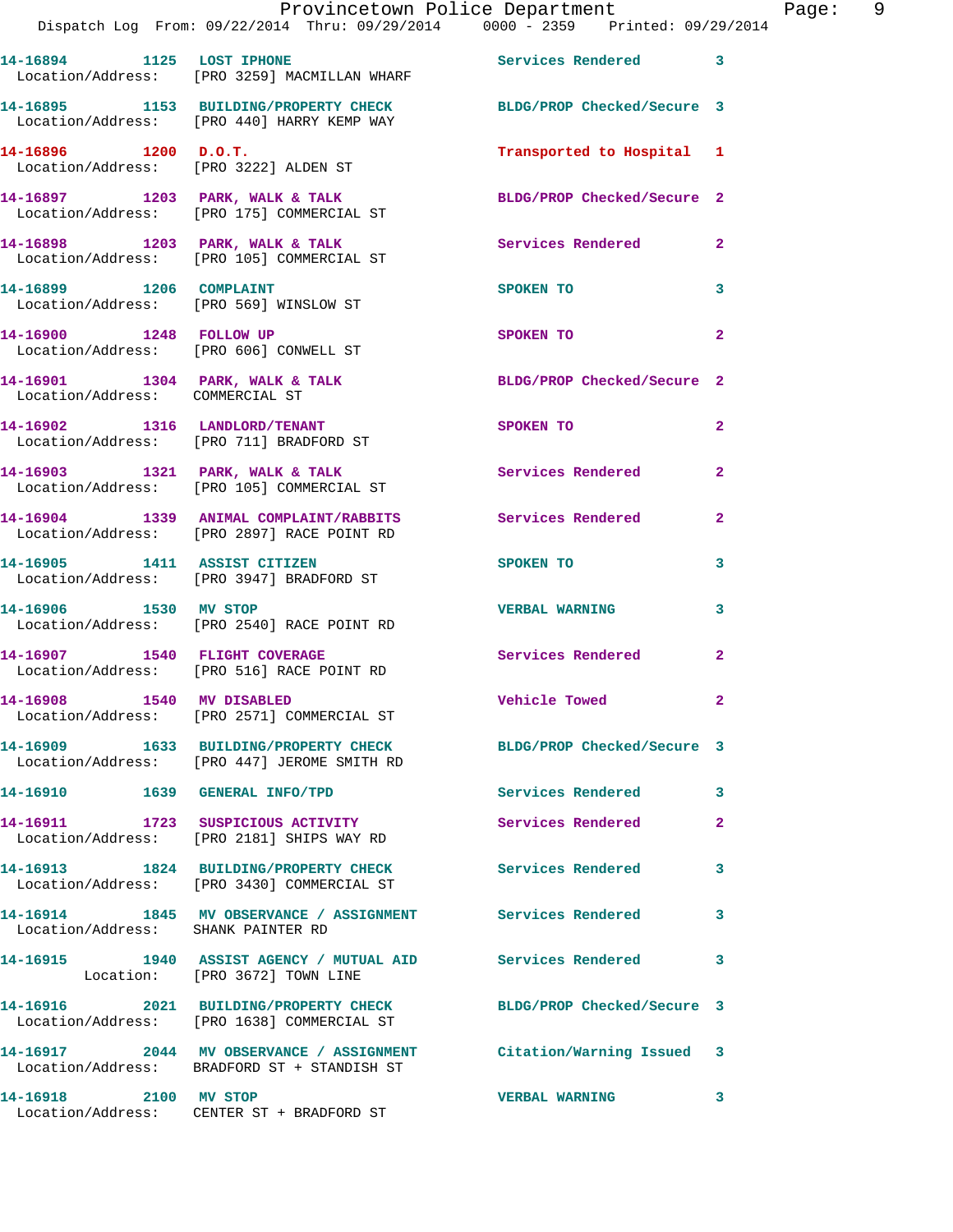14-16894 1125 LOST IPHONE Services Rendered 3
Location/Address: [PRO 3259] MACMILLAN WHARF

14-16895 1153 BUILDING/PROPERTY CHECK BLDG/PROP Checked/Secure 3
Location/Address: [PRO 440] HARRY KEMP WAY

14-16896 1200 D.O.T. Transported to Hospital 1
Location/Address: [PRO 3222] ALDEN ST

14-16897 1203 PARK, WALK & TALK BLDG/PROP Checked/Secure 2
Location/Address: [PRO 175] COMMERCIAL ST

14-16898 1203 PARK, WALK & TALK Services Rendered 2
Location/Address: [PRO 105] COMMERCIAL ST

14-16899 1206 COMPLAINT SPOKEN TO 3
Location/Address: [PRO 569] WINSLOW ST

14-16900 1248 FOLLOW UP SPOKEN TO 2
Location/Address: [PRO 606] CONWELL ST

14-16901 1304 PARK, WALK & TALK BLDG/PROP Checked/Secure 2
Location/Address: COMMERCIAL ST

14-16902 1316 LANDLORD/TENANT SPOKEN TO 2
Location/Address: [PRO 711] BRADFORD ST

14-16903 1321 PARK, WALK & TALK Services Rendered 2
Location/Address: [PRO 105] COMMERCIAL ST

14-16904 1339 ANIMAL COMPLAINT/RABBITS Services Rendered 2
Location/Address: [PRO 2897] RACE POINT RD

14-16905 1411 ASSIST CITIZEN SPOKEN TO 3
Location/Address: [PRO 3947] BRADFORD ST

14-16906 1530 MV STOP VERBAL WARNING 3
Location/Address: [PRO 2540] RACE POINT RD

14-16907 1540 FLIGHT COVERAGE Services Rendered 2
Location/Address: [PRO 516] RACE POINT RD

14-16908 1540 MV DISABLED Vehicle Towed 2
Location/Address: [PRO 2571] COMMERCIAL ST

14-16909 1633 BUILDING/PROPERTY CHECK BLDG/PROP Checked/Secure 3
Location/Address: [PRO 447] JEROME SMITH RD

14-16910 1639 GENERAL INFO/TPD Services Rendered 3

14-16911 1723 SUSPICIOUS ACTIVITY Services Rendered 2
Location/Address: [PRO 2181] SHIPS WAY RD

14-16913 1824 BUILDING/PROPERTY CHECK Services Rendered 3
Location/Address: [PRO 3430] COMMERCIAL ST

14-16914 1845 MV OBSERVANCE / ASSIGNMENT Services Rendered 3
Location/Address: SHANK PAINTER RD

14-16915 1940 ASSIST AGENCY / MUTUAL AID Services Rendered 3
Location: [PRO 3672] TOWN LINE

14-16916 2021 BUILDING/PROPERTY CHECK BLDG/PROP Checked/Secure 3
Location/Address: [PRO 1638] COMMERCIAL ST

14-16917 2044 MV OBSERVANCE / ASSIGNMENT Citation/Warning Issued 3
Location/Address: BRADFORD ST + STANDISH ST

14-16918 2100 MV STOP VERBAL WARNING 3
Location/Address: CENTER ST + BRADFORD ST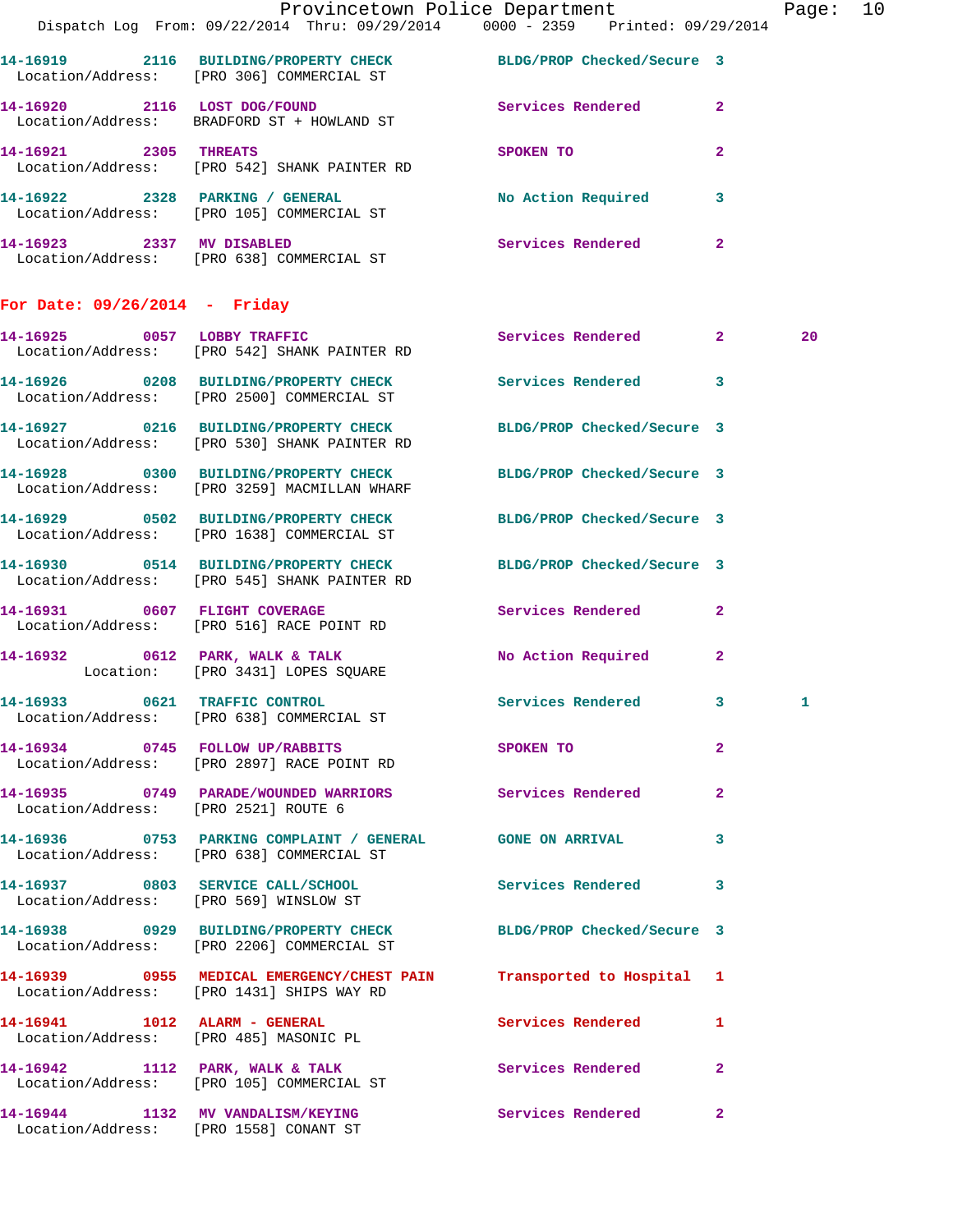14-16919 2116 BUILDING/PROPERTY CHECK BLDG/PROP Checked/Secure 3
Location/Address: [PRO 306] COMMERCIAL ST

14-16920 2116 LOST DOG/FOUND Services Rendered 2
Location/Address: BRADFORD ST + HOWLAND ST

14-16921 2305 THREATS SPOKEN TO 2
Location/Address: [PRO 542] SHANK PAINTER RD

14-16922 2328 PARKING / GENERAL No Action Required 3
Location/Address: [PRO 105] COMMERCIAL ST

14-16923 2337 MV DISABLED Services Rendered 2
Location/Address: [PRO 638] COMMERCIAL ST

**For Date: 09/26/2014 - Friday**

14-16925 0057 LOBBY TRAFFIC Services Rendered 2 20
Location/Address: [PRO 542] SHANK PAINTER RD

14-16926 0208 BUILDING/PROPERTY CHECK Services Rendered 3
Location/Address: [PRO 2500] COMMERCIAL ST

14-16927 0216 BUILDING/PROPERTY CHECK BLDG/PROP Checked/Secure 3
Location/Address: [PRO 530] SHANK PAINTER RD

14-16928 0300 BUILDING/PROPERTY CHECK BLDG/PROP Checked/Secure 3
Location/Address: [PRO 3259] MACMILLAN WHARF

14-16929 0502 BUILDING/PROPERTY CHECK BLDG/PROP Checked/Secure 3
Location/Address: [PRO 1638] COMMERCIAL ST

14-16930 0514 BUILDING/PROPERTY CHECK BLDG/PROP Checked/Secure 3
Location/Address: [PRO 545] SHANK PAINTER RD

14-16931 0607 FLIGHT COVERAGE Services Rendered 2
Location/Address: [PRO 516] RACE POINT RD

14-16932 0612 PARK, WALK & TALK No Action Required 2
Location: [PRO 3431] LOPES SQUARE

14-16933 0621 TRAFFIC CONTROL Services Rendered 3 1
Location/Address: [PRO 638] COMMERCIAL ST

14-16934 0745 FOLLOW UP/RABBITS SPOKEN TO 2
Location/Address: [PRO 2897] RACE POINT RD

14-16935 0749 PARADE/WOUNDED WARRIORS Services Rendered 2
Location/Address: [PRO 2521] ROUTE 6

14-16936 0753 PARKING COMPLAINT / GENERAL GONE ON ARRIVAL 3
Location/Address: [PRO 638] COMMERCIAL ST

14-16937 0803 SERVICE CALL/SCHOOL Services Rendered 3
Location/Address: [PRO 569] WINSLOW ST

14-16938 0929 BUILDING/PROPERTY CHECK BLDG/PROP Checked/Secure 3
Location/Address: [PRO 2206] COMMERCIAL ST

14-16939 0955 MEDICAL EMERGENCY/CHEST PAIN Transported to Hospital 1
Location/Address: [PRO 1431] SHIPS WAY RD

14-16941 1012 ALARM - GENERAL Services Rendered 1
Location/Address: [PRO 485] MASONIC PL

14-16942 1112 PARK, WALK & TALK Services Rendered 2
Location/Address: [PRO 105] COMMERCIAL ST

14-16944 1132 MV VANDALISM/KEYING Services Rendered 2
Location/Address: [PRO 1558] CONANT ST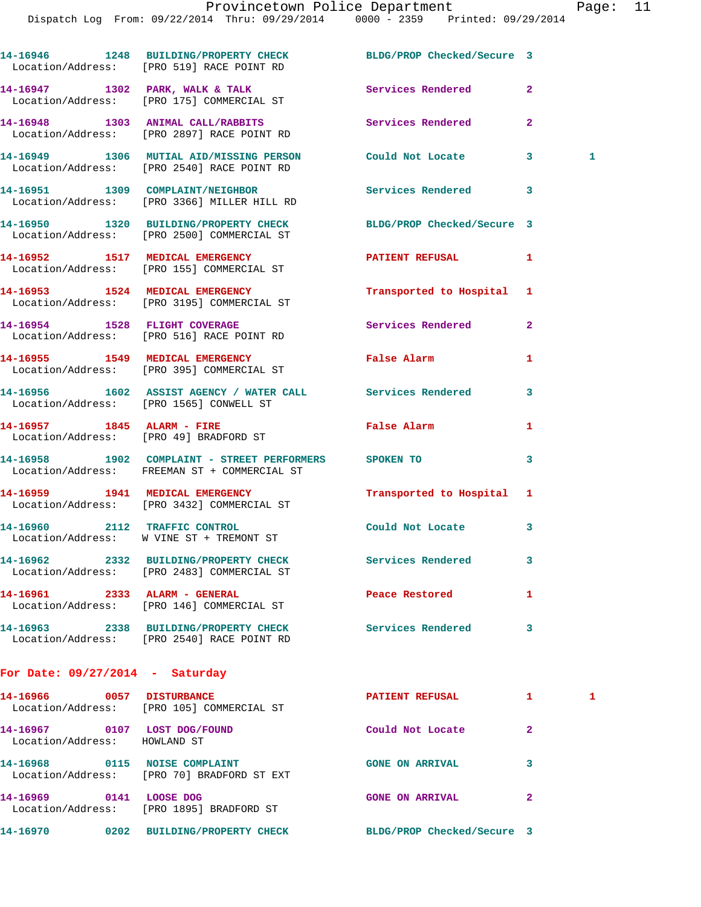14-16946 1248 BUILDING/PROPERTY CHECK BLDG/PROP Checked/Secure 3
Location/Address: [PRO 519] RACE POINT RD

14-16947 1302 PARK, WALK & TALK Services Rendered 2
Location/Address: [PRO 175] COMMERCIAL ST

14-16948 1303 ANIMAL CALL/RABBITS Services Rendered 2
Location/Address: [PRO 2897] RACE POINT RD

14-16949 1306 MUTIAL AID/MISSING PERSON Could Not Locate 3 1
Location/Address: [PRO 2540] RACE POINT RD

14-16951 1309 COMPLAINT/NEIGHBOR Services Rendered 3
Location/Address: [PRO 3366] MILLER HILL RD

14-16950 1320 BUILDING/PROPERTY CHECK BLDG/PROP Checked/Secure 3
Location/Address: [PRO 2500] COMMERCIAL ST

14-16952 1517 MEDICAL EMERGENCY PATIENT REFUSAL 1
Location/Address: [PRO 155] COMMERCIAL ST

14-16953 1524 MEDICAL EMERGENCY Transported to Hospital 1
Location/Address: [PRO 3195] COMMERCIAL ST

14-16954 1528 FLIGHT COVERAGE Services Rendered 2
Location/Address: [PRO 516] RACE POINT RD

14-16955 1549 MEDICAL EMERGENCY False Alarm 1
Location/Address: [PRO 395] COMMERCIAL ST

14-16956 1602 ASSIST AGENCY / WATER CALL Services Rendered 3
Location/Address: [PRO 1565] CONWELL ST

14-16957 1845 ALARM - FIRE False Alarm 1
Location/Address: [PRO 49] BRADFORD ST

14-16958 1902 COMPLAINT - STREET PERFORMERS SPOKEN TO 3
Location/Address: FREEMAN ST + COMMERCIAL ST

14-16959 1941 MEDICAL EMERGENCY Transported to Hospital 1
Location/Address: [PRO 3432] COMMERCIAL ST

14-16960 2112 TRAFFIC CONTROL Could Not Locate 3
Location/Address: W VINE ST + TREMONT ST

14-16962 2332 BUILDING/PROPERTY CHECK Services Rendered 3
Location/Address: [PRO 2483] COMMERCIAL ST

14-16961 2333 ALARM - GENERAL Peace Restored 1
Location/Address: [PRO 146] COMMERCIAL ST

14-16963 2338 BUILDING/PROPERTY CHECK Services Rendered 3
Location/Address: [PRO 2540] RACE POINT RD

**For Date: 09/27/2014 - Saturday**

14-16966 0057 DISTURBANCE PATIENT REFUSAL 1 1
Location/Address: [PRO 105] COMMERCIAL ST

14-16967 0107 LOST DOG/FOUND Could Not Locate 2
Location/Address: HOWLAND ST

14-16968 0115 NOISE COMPLAINT GONE ON ARRIVAL 3
Location/Address: [PRO 70] BRADFORD ST EXT

14-16969 0141 LOOSE DOG GONE ON ARRIVAL 2
Location/Address: [PRO 1895] BRADFORD ST

14-16970 0202 BUILDING/PROPERTY CHECK BLDG/PROP Checked/Secure 3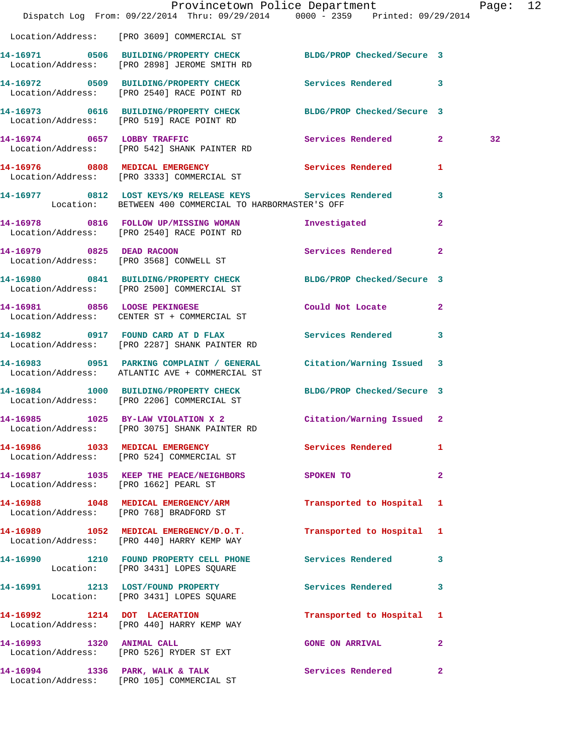Location/Address: [PRO 3609] COMMERCIAL ST

**14-16971 0506 BUILDING/PROPERTY CHECK** BLDG/PROP Checked/Secure 3
Location/Address: [PRO 2898] JEROME SMITH RD

**14-16972 0509 BUILDING/PROPERTY CHECK** Services Rendered 3
Location/Address: [PRO 2540] RACE POINT RD

**14-16973 0616 BUILDING/PROPERTY CHECK** BLDG/PROP Checked/Secure 3
Location/Address: [PRO 519] RACE POINT RD

**14-16974 0657 LOBBY TRAFFIC** Services Rendered 2 32
Location/Address: [PRO 542] SHANK PAINTER RD

**14-16976 0808 MEDICAL EMERGENCY** Services Rendered 1
Location/Address: [PRO 3333] COMMERCIAL ST

**14-16977 0812 LOST KEYS/K9 RELEASE KEYS** Services Rendered 3
Location: BETWEEN 400 COMMERCIAL TO HARBORMASTER'S OFF

**14-16978 0816 FOLLOW UP/MISSING WOMAN** Investigated 2
Location/Address: [PRO 2540] RACE POINT RD

**14-16979 0825 DEAD RACOON** Services Rendered 2
Location/Address: [PRO 3568] CONWELL ST

**14-16980 0841 BUILDING/PROPERTY CHECK** BLDG/PROP Checked/Secure 3
Location/Address: [PRO 2500] COMMERCIAL ST

**14-16981 0856 LOOSE PEKINGESE** Could Not Locate 2
Location/Address: CENTER ST + COMMERCIAL ST

**14-16982 0917 FOUND CARD AT D FLAX** Services Rendered 3
Location/Address: [PRO 2287] SHANK PAINTER RD

**14-16983 0951 PARKING COMPLAINT / GENERAL** Citation/Warning Issued 3
Location/Address: ATLANTIC AVE + COMMERCIAL ST

**14-16984 1000 BUILDING/PROPERTY CHECK** BLDG/PROP Checked/Secure 3
Location/Address: [PRO 2206] COMMERCIAL ST

**14-16985 1025 BY-LAW VIOLATION X 2** Citation/Warning Issued 2
Location/Address: [PRO 3075] SHANK PAINTER RD

**14-16986 1033 MEDICAL EMERGENCY** Services Rendered 1
Location/Address: [PRO 524] COMMERCIAL ST

**14-16987 1035 KEEP THE PEACE/NEIGHBORS** SPOKEN TO 2
Location/Address: [PRO 1662] PEARL ST

**14-16988 1048 MEDICAL EMERGENCY/ARM** Transported to Hospital 1
Location/Address: [PRO 768] BRADFORD ST

**14-16989 1052 MEDICAL EMERGENCY/D.O.T.** Transported to Hospital 1
Location/Address: [PRO 440] HARRY KEMP WAY

**14-16990 1210 FOUND PROPERTY CELL PHONE** Services Rendered 3
Location: [PRO 3431] LOPES SQUARE

**14-16991 1213 LOST/FOUND PROPERTY** Services Rendered 3
Location: [PRO 3431] LOPES SQUARE

**14-16992 1214 DOT LACERATION** Transported to Hospital 1
Location/Address: [PRO 440] HARRY KEMP WAY

**14-16993 1320 ANIMAL CALL** GONE ON ARRIVAL 2
Location/Address: [PRO 526] RYDER ST EXT

**14-16994 1336 PARK, WALK & TALK** Services Rendered 2
Location/Address: [PRO 105] COMMERCIAL ST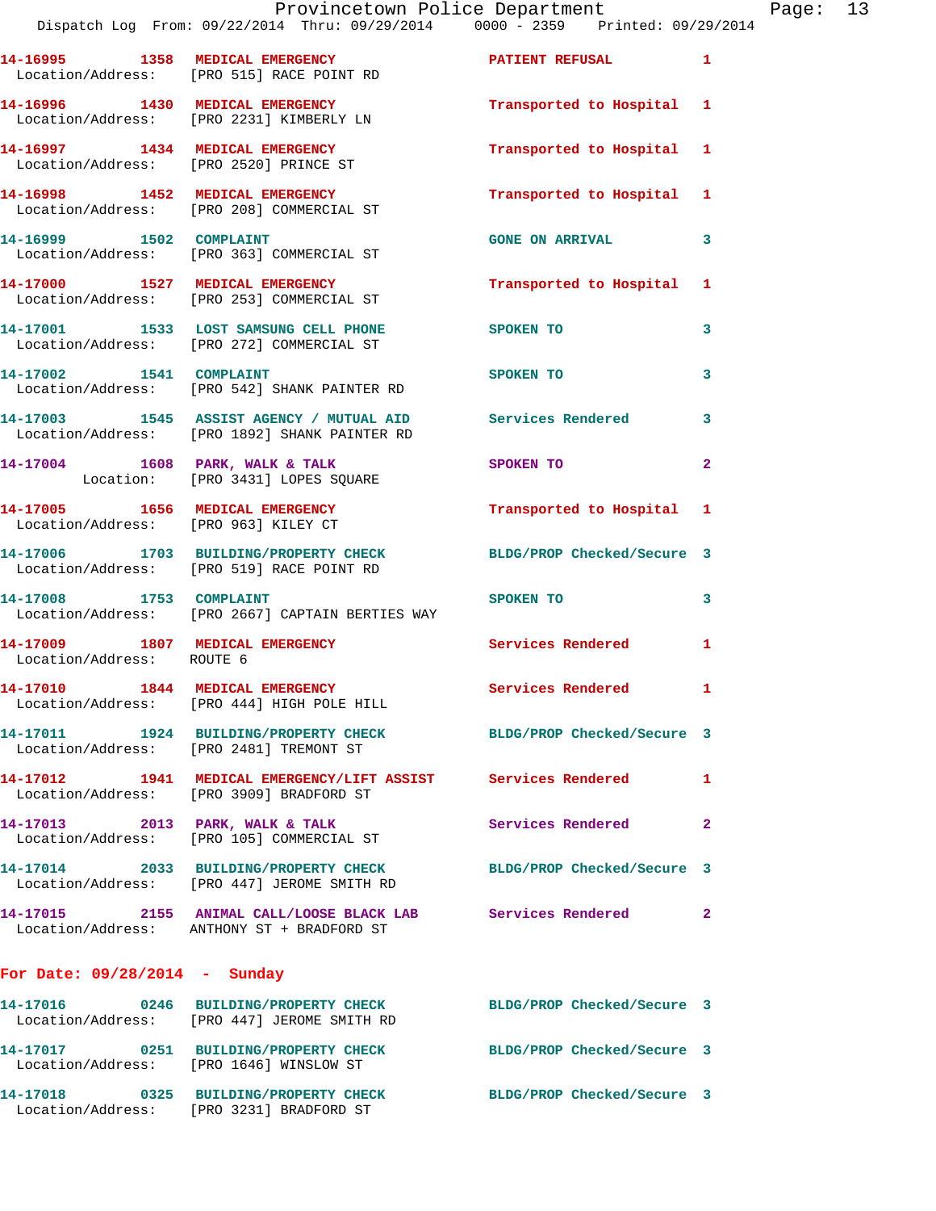14-16995 1358 MEDICAL EMERGENCY PATIENT REFUSAL 1
Location/Address: [PRO 515] RACE POINT RD

14-16996 1430 MEDICAL EMERGENCY Transported to Hospital 1
Location/Address: [PRO 2231] KIMBERLY LN

14-16997 1434 MEDICAL EMERGENCY Transported to Hospital 1
Location/Address: [PRO 2520] PRINCE ST

14-16998 1452 MEDICAL EMERGENCY Transported to Hospital 1
Location/Address: [PRO 208] COMMERCIAL ST

14-16999 1502 COMPLAINT GONE ON ARRIVAL 3
Location/Address: [PRO 363] COMMERCIAL ST

14-17000 1527 MEDICAL EMERGENCY Transported to Hospital 1
Location/Address: [PRO 253] COMMERCIAL ST

14-17001 1533 LOST SAMSUNG CELL PHONE SPOKEN TO 3
Location/Address: [PRO 272] COMMERCIAL ST

14-17002 1541 COMPLAINT SPOKEN TO 3
Location/Address: [PRO 542] SHANK PAINTER RD

14-17003 1545 ASSIST AGENCY / MUTUAL AID Services Rendered 3
Location/Address: [PRO 1892] SHANK PAINTER RD

14-17004 1608 PARK, WALK & TALK SPOKEN TO 2
Location: [PRO 3431] LOPES SQUARE

14-17005 1656 MEDICAL EMERGENCY Transported to Hospital 1
Location/Address: [PRO 963] KILEY CT

14-17006 1703 BUILDING/PROPERTY CHECK BLDG/PROP Checked/Secure 3
Location/Address: [PRO 519] RACE POINT RD

14-17008 1753 COMPLAINT SPOKEN TO 3
Location/Address: [PRO 2667] CAPTAIN BERTIES WAY

14-17009 1807 MEDICAL EMERGENCY Services Rendered 1
Location/Address: ROUTE 6

14-17010 1844 MEDICAL EMERGENCY Services Rendered 1
Location/Address: [PRO 444] HIGH POLE HILL

14-17011 1924 BUILDING/PROPERTY CHECK BLDG/PROP Checked/Secure 3
Location/Address: [PRO 2481] TREMONT ST

14-17012 1941 MEDICAL EMERGENCY/LIFT ASSIST Services Rendered 1
Location/Address: [PRO 3909] BRADFORD ST

14-17013 2013 PARK, WALK & TALK Services Rendered 2
Location/Address: [PRO 105] COMMERCIAL ST

14-17014 2033 BUILDING/PROPERTY CHECK BLDG/PROP Checked/Secure 3
Location/Address: [PRO 447] JEROME SMITH RD

14-17015 2155 ANIMAL CALL/LOOSE BLACK LAB Services Rendered 2
Location/Address: ANTHONY ST + BRADFORD ST

## For Date: 09/28/2014 - Sunday

14-17016 0246 BUILDING/PROPERTY CHECK BLDG/PROP Checked/Secure 3
Location/Address: [PRO 447] JEROME SMITH RD

14-17017 0251 BUILDING/PROPERTY CHECK BLDG/PROP Checked/Secure 3
Location/Address: [PRO 1646] WINSLOW ST

14-17018 0325 BUILDING/PROPERTY CHECK BLDG/PROP Checked/Secure 3
Location/Address: [PRO 3231] BRADFORD ST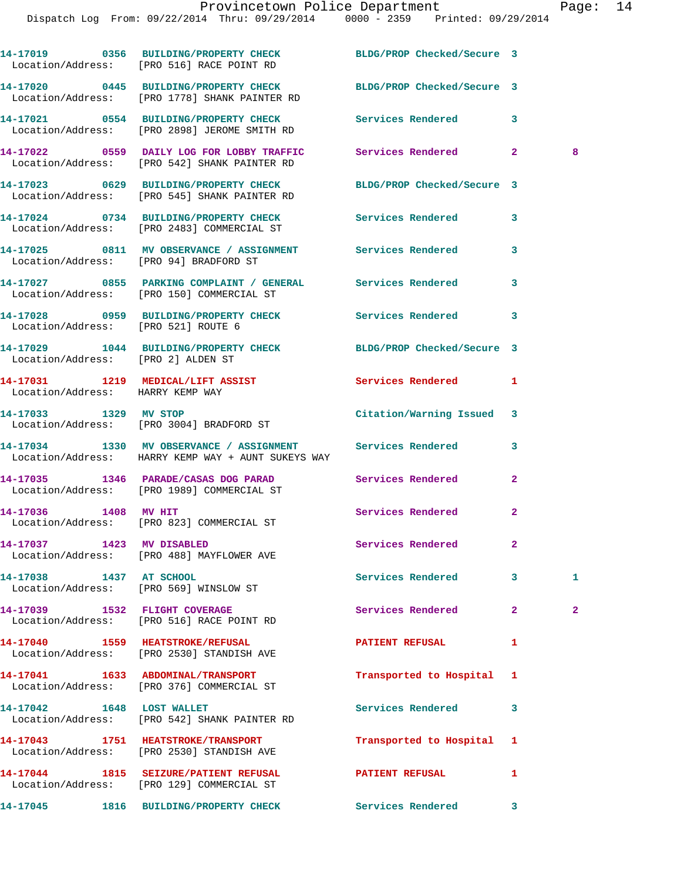14-17019 0356 BUILDING/PROPERTY CHECK BLDG/PROP Checked/Secure 3
Location/Address: [PRO 516] RACE POINT RD

14-17020 0445 BUILDING/PROPERTY CHECK BLDG/PROP Checked/Secure 3
Location/Address: [PRO 1778] SHANK PAINTER RD

14-17021 0554 BUILDING/PROPERTY CHECK Services Rendered 3
Location/Address: [PRO 2898] JEROME SMITH RD

14-17022 0559 DAILY LOG FOR LOBBY TRAFFIC Services Rendered 2 8
Location/Address: [PRO 542] SHANK PAINTER RD

14-17023 0629 BUILDING/PROPERTY CHECK BLDG/PROP Checked/Secure 3
Location/Address: [PRO 545] SHANK PAINTER RD

14-17024 0734 BUILDING/PROPERTY CHECK Services Rendered 3
Location/Address: [PRO 2483] COMMERCIAL ST

14-17025 0811 MV OBSERVANCE / ASSIGNMENT Services Rendered 3
Location/Address: [PRO 94] BRADFORD ST

14-17027 0855 PARKING COMPLAINT / GENERAL Services Rendered 3
Location/Address: [PRO 150] COMMERCIAL ST

14-17028 0959 BUILDING/PROPERTY CHECK Services Rendered 3
Location/Address: [PRO 521] ROUTE 6

14-17029 1044 BUILDING/PROPERTY CHECK BLDG/PROP Checked/Secure 3
Location/Address: [PRO 2] ALDEN ST

14-17031 1219 MEDICAL/LIFT ASSIST Services Rendered 1
Location/Address: HARRY KEMP WAY

14-17033 1329 MV STOP Citation/Warning Issued 3
Location/Address: [PRO 3004] BRADFORD ST

14-17034 1330 MV OBSERVANCE / ASSIGNMENT Services Rendered 3
Location/Address: HARRY KEMP WAY + AUNT SUKEYS WAY

14-17035 1346 PARADE/CASAS DOG PARAD Services Rendered 2
Location/Address: [PRO 1989] COMMERCIAL ST

14-17036 1408 MV HIT Services Rendered 2
Location/Address: [PRO 823] COMMERCIAL ST

14-17037 1423 MV DISABLED Services Rendered 2
Location/Address: [PRO 488] MAYFLOWER AVE

14-17038 1437 AT SCHOOL Services Rendered 3 1
Location/Address: [PRO 569] WINSLOW ST

14-17039 1532 FLIGHT COVERAGE Services Rendered 2 2
Location/Address: [PRO 516] RACE POINT RD

14-17040 1559 HEATSTROKE/REFUSAL PATIENT REFUSAL 1
Location/Address: [PRO 2530] STANDISH AVE

14-17041 1633 ABDOMINAL/TRANSPORT Transported to Hospital 1
Location/Address: [PRO 376] COMMERCIAL ST

14-17042 1648 LOST WALLET Services Rendered 3
Location/Address: [PRO 542] SHANK PAINTER RD

14-17043 1751 HEATSTROKE/TRANSPORT Transported to Hospital 1
Location/Address: [PRO 2530] STANDISH AVE

14-17044 1815 SEIZURE/PATIENT REFUSAL PATIENT REFUSAL 1
Location/Address: [PRO 129] COMMERCIAL ST

14-17045 1816 BUILDING/PROPERTY CHECK Services Rendered 3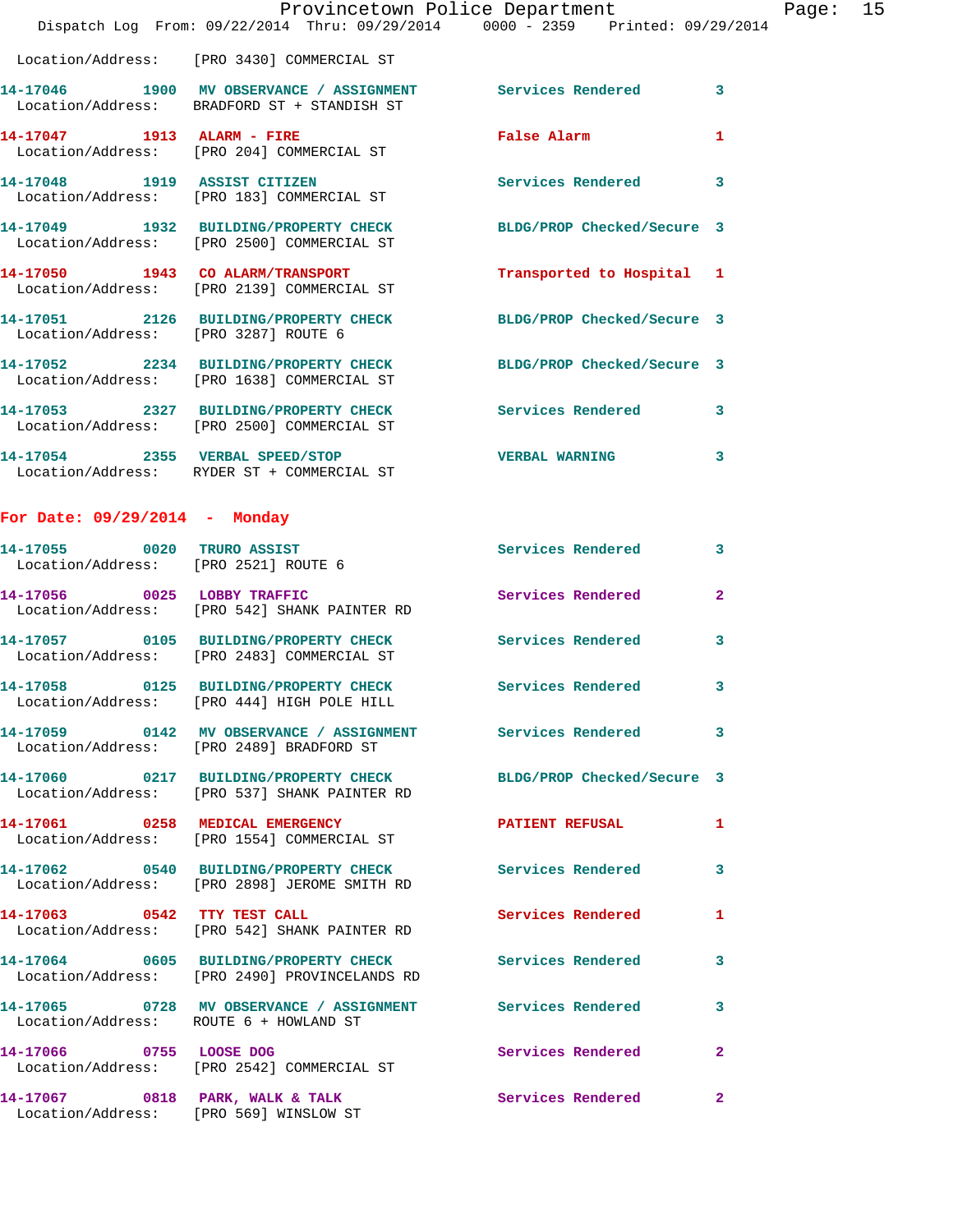Location/Address: [PRO 3430] COMMERCIAL ST

14-17046 1900 MV OBSERVANCE / ASSIGNMENT Services Rendered 3
Location/Address: BRADFORD ST + STANDISH ST

14-17047 1913 ALARM - FIRE False Alarm 1
Location/Address: [PRO 204] COMMERCIAL ST

14-17048 1919 ASSIST CITIZEN Services Rendered 3
Location/Address: [PRO 183] COMMERCIAL ST

14-17049 1932 BUILDING/PROPERTY CHECK BLDG/PROP Checked/Secure 3
Location/Address: [PRO 2500] COMMERCIAL ST

14-17050 1943 CO ALARM/TRANSPORT Transported to Hospital 1
Location/Address: [PRO 2139] COMMERCIAL ST

14-17051 2126 BUILDING/PROPERTY CHECK BLDG/PROP Checked/Secure 3
Location/Address: [PRO 3287] ROUTE 6

14-17052 2234 BUILDING/PROPERTY CHECK BLDG/PROP Checked/Secure 3
Location/Address: [PRO 1638] COMMERCIAL ST

14-17053 2327 BUILDING/PROPERTY CHECK Services Rendered 3
Location/Address: [PRO 2500] COMMERCIAL ST

14-17054 2355 VERBAL SPEED/STOP VERBAL WARNING 3
Location/Address: RYDER ST + COMMERCIAL ST

## For Date: 09/29/2014 - Monday

14-17055 0020 TRURO ASSIST Services Rendered 3
Location/Address: [PRO 2521] ROUTE 6

14-17056 0025 LOBBY TRAFFIC Services Rendered 2
Location/Address: [PRO 542] SHANK PAINTER RD

14-17057 0105 BUILDING/PROPERTY CHECK Services Rendered 3
Location/Address: [PRO 2483] COMMERCIAL ST

14-17058 0125 BUILDING/PROPERTY CHECK Services Rendered 3
Location/Address: [PRO 444] HIGH POLE HILL

14-17059 0142 MV OBSERVANCE / ASSIGNMENT Services Rendered 3
Location/Address: [PRO 2489] BRADFORD ST

14-17060 0217 BUILDING/PROPERTY CHECK BLDG/PROP Checked/Secure 3
Location/Address: [PRO 537] SHANK PAINTER RD

14-17061 0258 MEDICAL EMERGENCY PATIENT REFUSAL 1
Location/Address: [PRO 1554] COMMERCIAL ST

14-17062 0540 BUILDING/PROPERTY CHECK Services Rendered 3
Location/Address: [PRO 2898] JEROME SMITH RD

14-17063 0542 TTY TEST CALL Services Rendered 1
Location/Address: [PRO 542] SHANK PAINTER RD

14-17064 0605 BUILDING/PROPERTY CHECK Services Rendered 3
Location/Address: [PRO 2490] PROVINCELANDS RD

14-17065 0728 MV OBSERVANCE / ASSIGNMENT Services Rendered 3
Location/Address: ROUTE 6 + HOWLAND ST

14-17066 0755 LOOSE DOG Services Rendered 2
Location/Address: [PRO 2542] COMMERCIAL ST

14-17067 0818 PARK, WALK & TALK Services Rendered 2
Location/Address: [PRO 569] WINSLOW ST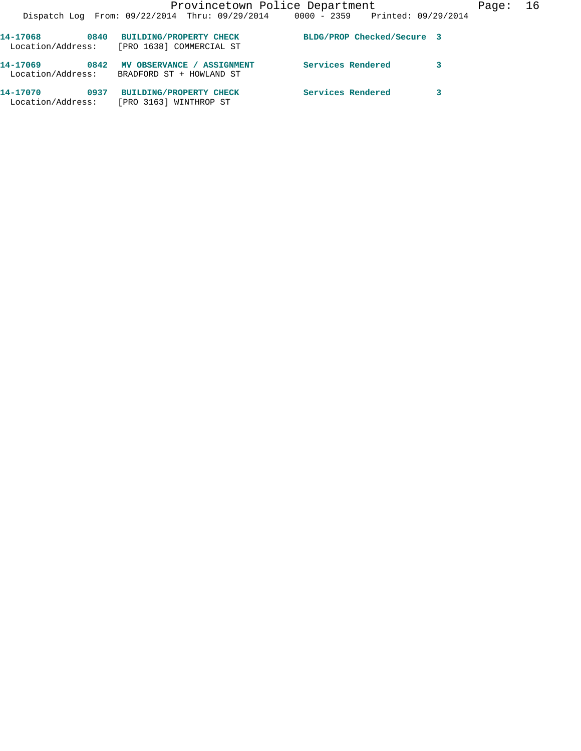14-17068 0840 **BUILDING/PROPERTY CHECK** BLDG/PROP Checked/Secure 3
Location/Address: [PRO 1638] COMMERCIAL ST

14-17069 0842 **MV OBSERVANCE / ASSIGNMENT** Services Rendered 3
Location/Address: BRADFORD ST + HOWLAND ST

14-17070 0937 **BUILDING/PROPERTY CHECK** Services Rendered 3
Location/Address: [PRO 3163] WINTHROP ST